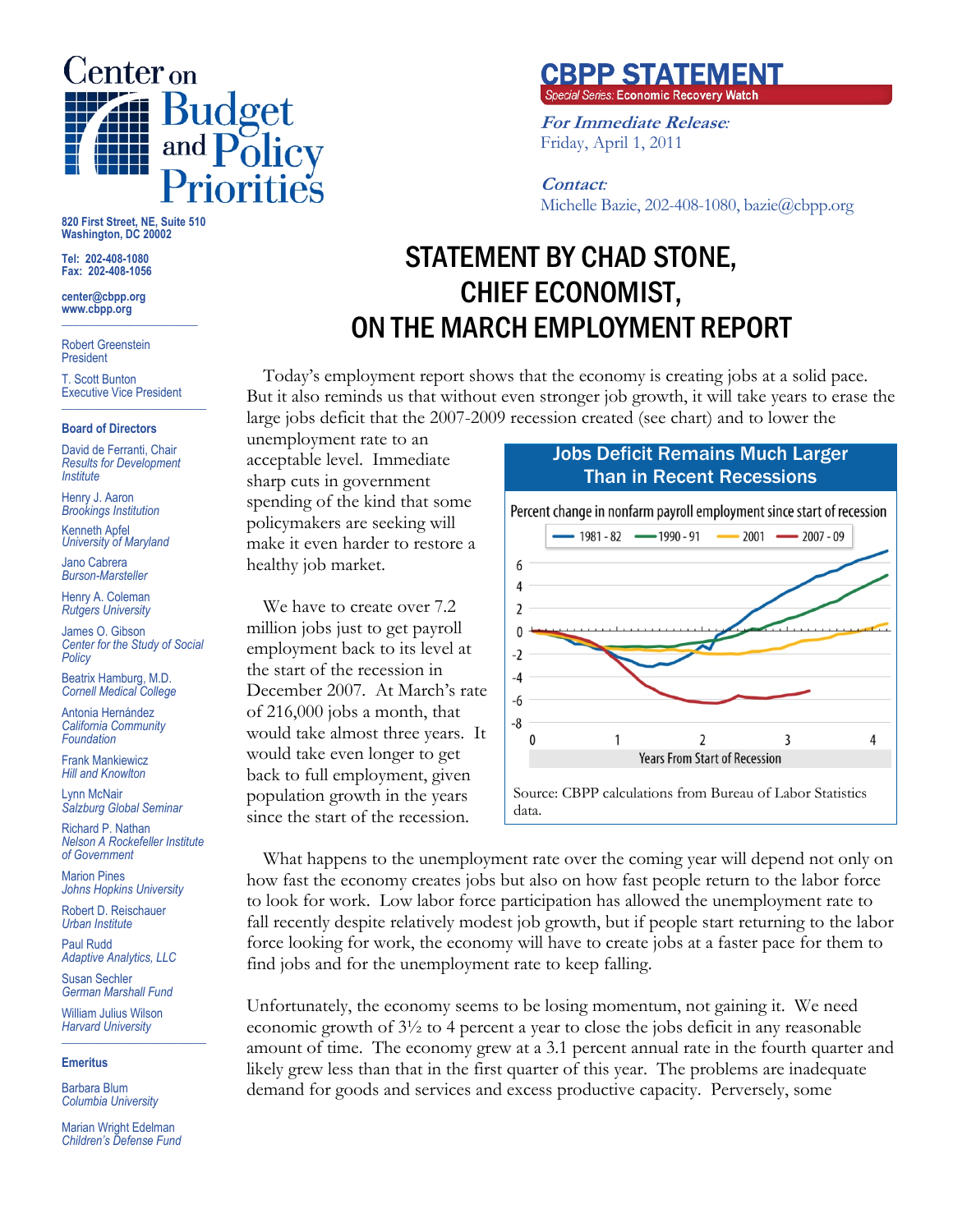# Center on Budget and Policy Priorities

820 First Street, NE, Suite 510
Washington, DC 20002

Tel: 202-408-1080
Fax: 202-408-1056

center@cbpp.org
www.cbpp.org

Robert Greenstein
President

T. Scott Bunton
Executive Vice President

**Board of Directors**

David de Ferranti, Chair
*Results for Development Institute*

Henry J. Aaron
*Brookings Institution*

Kenneth Apfel
*University of Maryland*

Jano Cabrera
*Burson-Marsteller*

Henry A. Coleman
*Rutgers University*

James O. Gibson
*Center for the Study of Social Policy*

Beatrix Hamburg, M.D.
*Cornell Medical College*

Antonia Hernández
*California Community Foundation*

Frank Mankiewicz
*Hill and Knowlton*

Lynn McNair
*Salzburg Global Seminar*

Richard P. Nathan
*Nelson A Rockefeller Institute of Government*

Marion Pines
*Johns Hopkins University*

Robert D. Reischauer
*Urban Institute*

Paul Rudd
*Adaptive Analytics, LLC*

Susan Sechler
*German Marshall Fund*

William Julius Wilson
*Harvard University*

**Emeritus**

Barbara Blum
*Columbia University*

Marian Wright Edelman
*Children's Defense Fund*

**CBPP STATEMENT**
*Special Series:* Economic Recovery Watch

***For Immediate Release:***
Friday, April 1, 2011

***Contact:***
Michelle Bazie, 202-408-1080, bazie@cbpp.org

# STATEMENT BY CHAD STONE, CHIEF ECONOMIST, ON THE MARCH EMPLOYMENT REPORT

Today's employment report shows that the economy is creating jobs at a solid pace. But it also reminds us that without even stronger job growth, it will take years to erase the large jobs deficit that the 2007-2009 recession created (see chart) and to lower the unemployment rate to an acceptable level. Immediate sharp cuts in government spending of the kind that some policymakers are seeking will make it even harder to restore a healthy job market.

**Jobs Deficit Remains Much Larger Than in Recent Recessions**

Percent change in nonfarm payroll employment since start of recession

(Chart legend: 1981 - 82; 1990 - 91; 2001; 2007 - 09. Horizontal axis: Years From Start of Recession, 0–4. Vertical axis: -8 to 6.)

Source: CBPP calculations from Bureau of Labor Statistics data.

We have to create over 7.2 million jobs just to get payroll employment back to its level at the start of the recession in December 2007. At March's rate of 216,000 jobs a month, that would take almost three years. It would take even longer to get back to full employment, given population growth in the years since the start of the recession.

What happens to the unemployment rate over the coming year will depend not only on how fast the economy creates jobs but also on how fast people return to the labor force to look for work. Low labor force participation has allowed the unemployment rate to fall recently despite relatively modest job growth, but if people start returning to the labor force looking for work, the economy will have to create jobs at a faster pace for them to find jobs and for the unemployment rate to keep falling.

Unfortunately, the economy seems to be losing momentum, not gaining it. We need economic growth of 3½ to 4 percent a year to close the jobs deficit in any reasonable amount of time. The economy grew at a 3.1 percent annual rate in the fourth quarter and likely grew less than that in the first quarter of this year. The problems are inadequate demand for goods and services and excess productive capacity. Perversely, some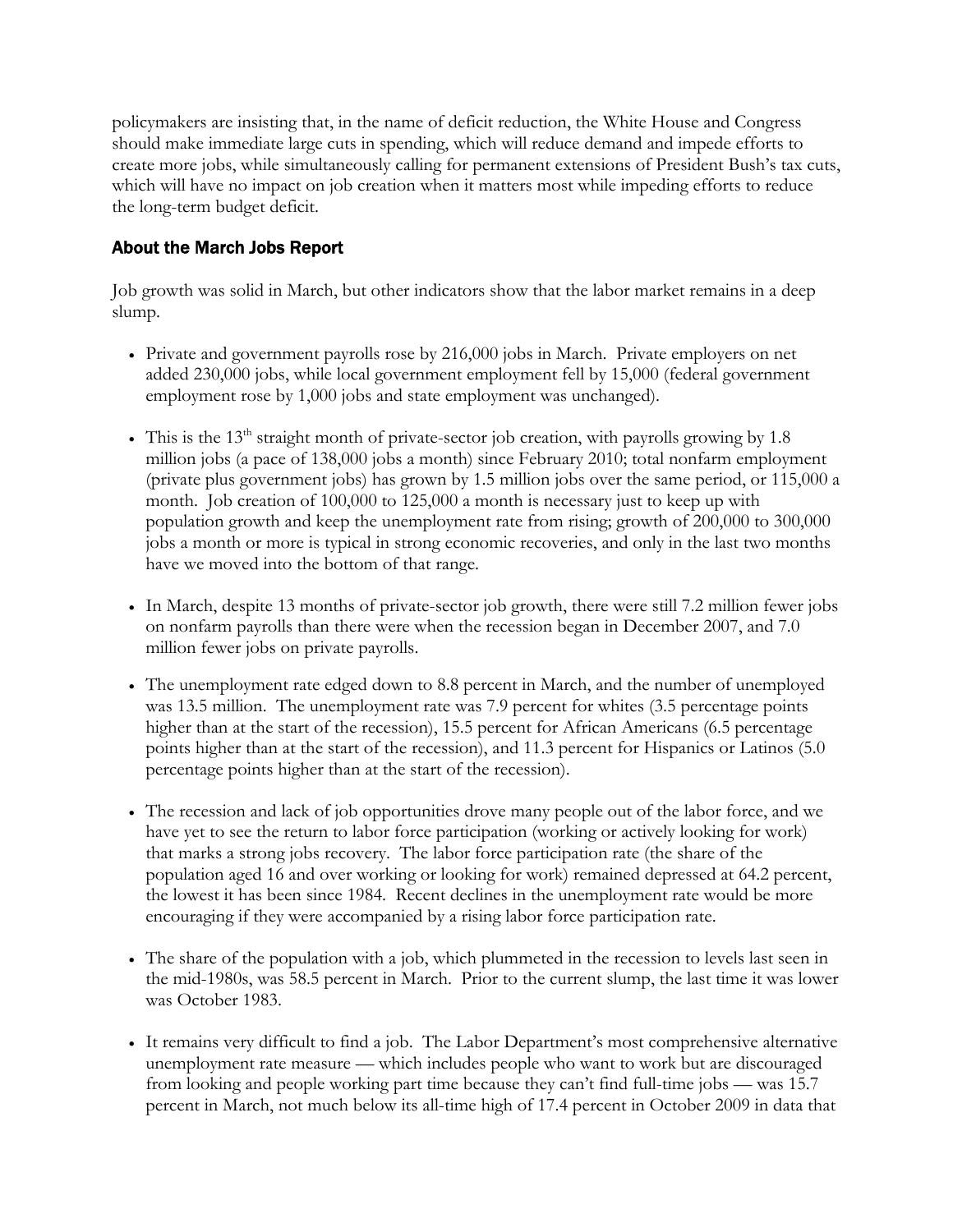policymakers are insisting that, in the name of deficit reduction, the White House and Congress should make immediate large cuts in spending, which will reduce demand and impede efforts to create more jobs, while simultaneously calling for permanent extensions of President Bush's tax cuts, which will have no impact on job creation when it matters most while impeding efforts to reduce the long-term budget deficit.

## About the March Jobs Report

Job growth was solid in March, but other indicators show that the labor market remains in a deep slump.

- Private and government payrolls rose by 216,000 jobs in March. Private employers on net added 230,000 jobs, while local government employment fell by 15,000 (federal government employment rose by 1,000 jobs and state employment was unchanged).

- This is the 13th straight month of private-sector job creation, with payrolls growing by 1.8 million jobs (a pace of 138,000 jobs a month) since February 2010; total nonfarm employment (private plus government jobs) has grown by 1.5 million jobs over the same period, or 115,000 a month. Job creation of 100,000 to 125,000 a month is necessary just to keep up with population growth and keep the unemployment rate from rising; growth of 200,000 to 300,000 jobs a month or more is typical in strong economic recoveries, and only in the last two months have we moved into the bottom of that range.

- In March, despite 13 months of private-sector job growth, there were still 7.2 million fewer jobs on nonfarm payrolls than there were when the recession began in December 2007, and 7.0 million fewer jobs on private payrolls.

- The unemployment rate edged down to 8.8 percent in March, and the number of unemployed was 13.5 million. The unemployment rate was 7.9 percent for whites (3.5 percentage points higher than at the start of the recession), 15.5 percent for African Americans (6.5 percentage points higher than at the start of the recession), and 11.3 percent for Hispanics or Latinos (5.0 percentage points higher than at the start of the recession).

- The recession and lack of job opportunities drove many people out of the labor force, and we have yet to see the return to labor force participation (working or actively looking for work) that marks a strong jobs recovery. The labor force participation rate (the share of the population aged 16 and over working or looking for work) remained depressed at 64.2 percent, the lowest it has been since 1984. Recent declines in the unemployment rate would be more encouraging if they were accompanied by a rising labor force participation rate.

- The share of the population with a job, which plummeted in the recession to levels last seen in the mid-1980s, was 58.5 percent in March. Prior to the current slump, the last time it was lower was October 1983.

- It remains very difficult to find a job. The Labor Department's most comprehensive alternative unemployment rate measure — which includes people who want to work but are discouraged from looking and people working part time because they can't find full-time jobs — was 15.7 percent in March, not much below its all-time high of 17.4 percent in October 2009 in data that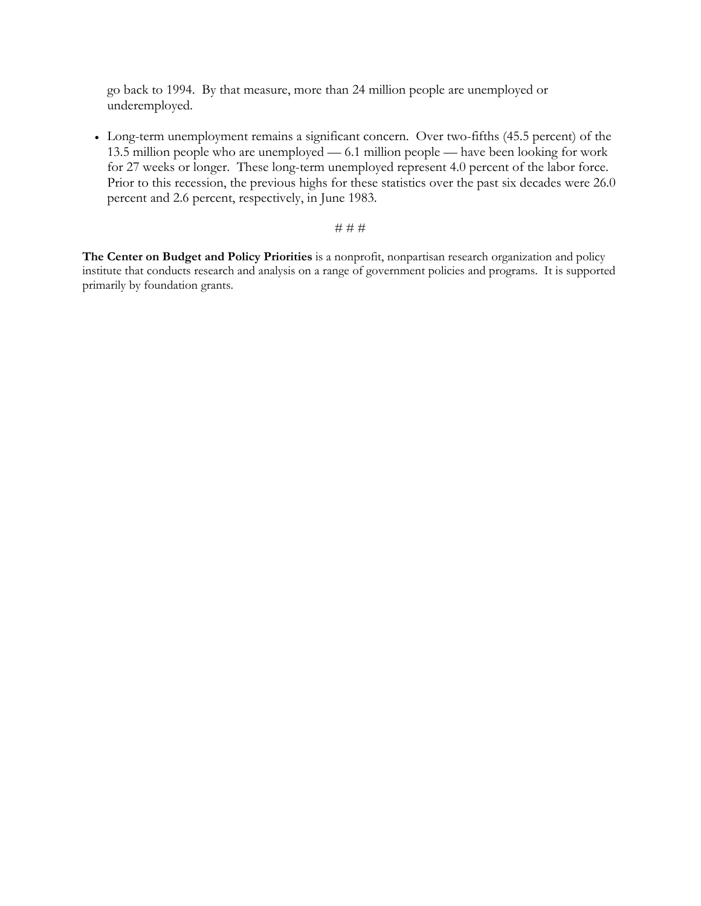go back to 1994. By that measure, more than 24 million people are unemployed or underemployed.

- Long-term unemployment remains a significant concern. Over two-fifths (45.5 percent) of the 13.5 million people who are unemployed — 6.1 million people — have been looking for work for 27 weeks or longer. These long-term unemployed represent 4.0 percent of the labor force. Prior to this recession, the previous highs for these statistics over the past six decades were 26.0 percent and 2.6 percent, respectively, in June 1983.

# # #

**The Center on Budget and Policy Priorities** is a nonprofit, nonpartisan research organization and policy institute that conducts research and analysis on a range of government policies and programs. It is supported primarily by foundation grants.